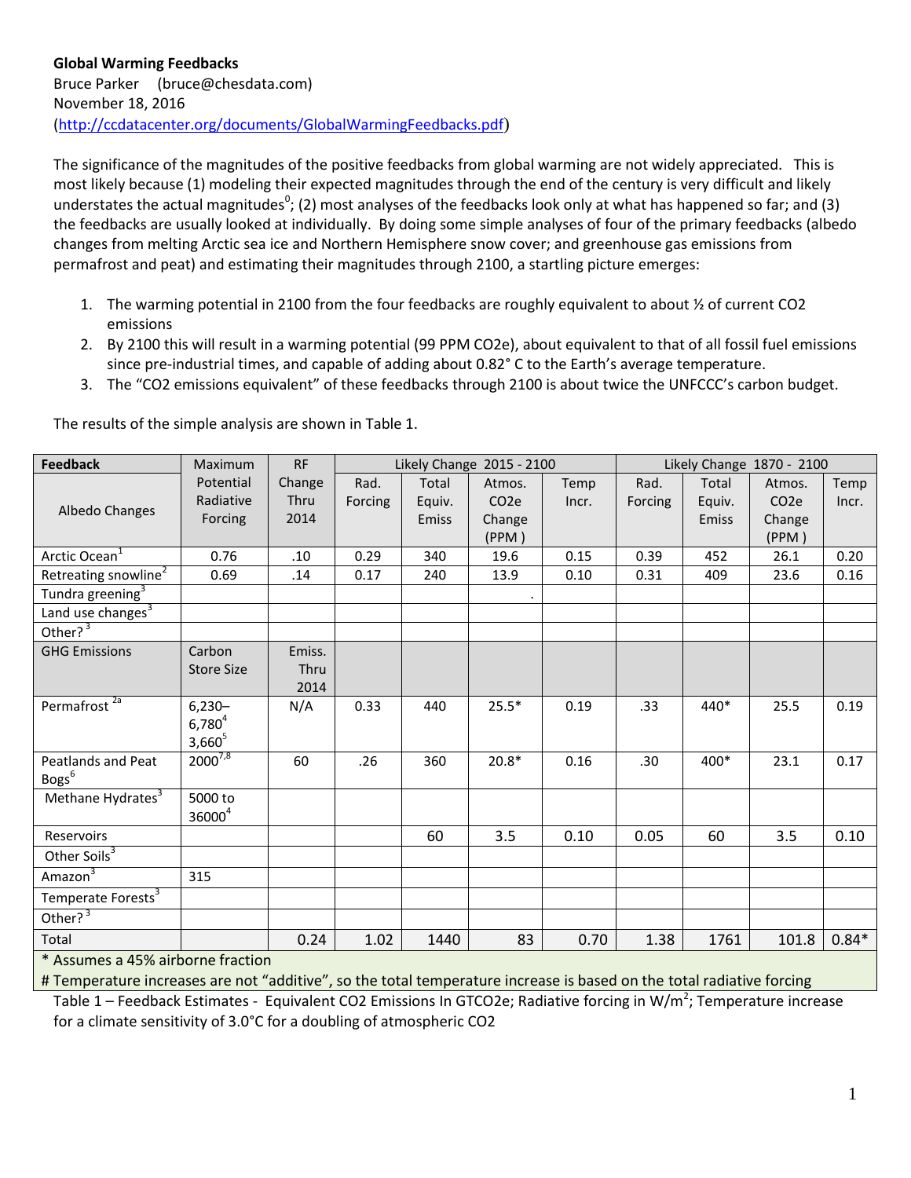**Global Warming Feedbacks**
Bruce Parker (bruce@chesdata.com)
November 18, 2016
(http://ccdatacenter.org/documents/GlobalWarmingFeedbacks.pdf)

The significance of the magnitudes of the positive feedbacks from global warming are not widely appreciated. This is most likely because (1) modeling their expected magnitudes through the end of the century is very difficult and likely understates the actual magnitudes[0]; (2) most analyses of the feedbacks look only at what has happened so far; and (3) the feedbacks are usually looked at individually. By doing some simple analyses of four of the primary feedbacks (albedo changes from melting Arctic sea ice and Northern Hemisphere snow cover; and greenhouse gas emissions from permafrost and peat) and estimating their magnitudes through 2100, a startling picture emerges:

1. The warming potential in 2100 from the four feedbacks are roughly equivalent to about ½ of current CO2 emissions
2. By 2100 this will result in a warming potential (99 PPM CO2e), about equivalent to that of all fossil fuel emissions since pre-industrial times, and capable of adding about 0.82° C to the Earth's average temperature.
3. The "CO2 emissions equivalent" of these feedbacks through 2100 is about twice the UNFCCC's carbon budget.

The results of the simple analysis are shown in Table 1.

| Feedback | Maximum | RF | Likely Change 2015 - 2100 | | | | Likely Change 1870 - 2100 | | | |
|---|---|---|---|---|---|---|---|---|---|---|
| Albedo Changes | Potential Radiative Forcing | Change Thru 2014 | Rad. Forcing | Total Equiv. Emiss | Atmos. CO2e Change (PPM ) | Temp Incr. | Rad. Forcing | Total Equiv. Emiss | Atmos. CO2e Change (PPM ) | Temp Incr. |
| Arctic Ocean[1] | 0.76 | .10 | 0.29 | 340 | 19.6 | 0.15 | 0.39 | 452 | 26.1 | 0.20 |
| Retreating snowline[2] | 0.69 | .14 | 0.17 | 240 | 13.9 | 0.10 | 0.31 | 409 | 23.6 | 0.16 |
| Tundra greening[3] | | | | | . | | | | | |
| Land use changes[3] | | | | | | | | | | |
| Other?[3] | | | | | | | | | | |
| GHG Emissions | Carbon Store Size | Emiss. Thru 2014 | | | | | | | | |
| Permafrost[2a] | 6,230–6,780[4] 3,660[5] | N/A | 0.33 | 440 | 25.5* | 0.19 | .33 | 440* | 25.5 | 0.19 |
| Peatlands and Peat Bogs[6] | 2000[7,8] | 60 | .26 | 360 | 20.8* | 0.16 | .30 | 400* | 23.1 | 0.17 |
| Methane Hydrates[3] | 5000 to 36000[4] | | | | | | | | | |
| Reservoirs | | | | 60 | 3.5 | 0.10 | 0.05 | 60 | 3.5 | 0.10 |
| Other Soils[3] | | | | | | | | | | |
| Amazon[3] | 315 | | | | | | | | | |
| Temperate Forests[3] | | | | | | | | | | |
| Other?[3] | | | | | | | | | | |
| Total | | 0.24 | 1.02 | 1440 | 83 | 0.70 | 1.38 | 1761 | 101.8 | 0.84* |

\* Assumes a 45% airborne fraction
# Temperature increases are not "additive", so the total temperature increase is based on the total radiative forcing

Table 1 – Feedback Estimates - Equivalent CO2 Emissions In GTCO2e; Radiative forcing in W/$m^2$; Temperature increase for a climate sensitivity of 3.0°C for a doubling of atmospheric CO2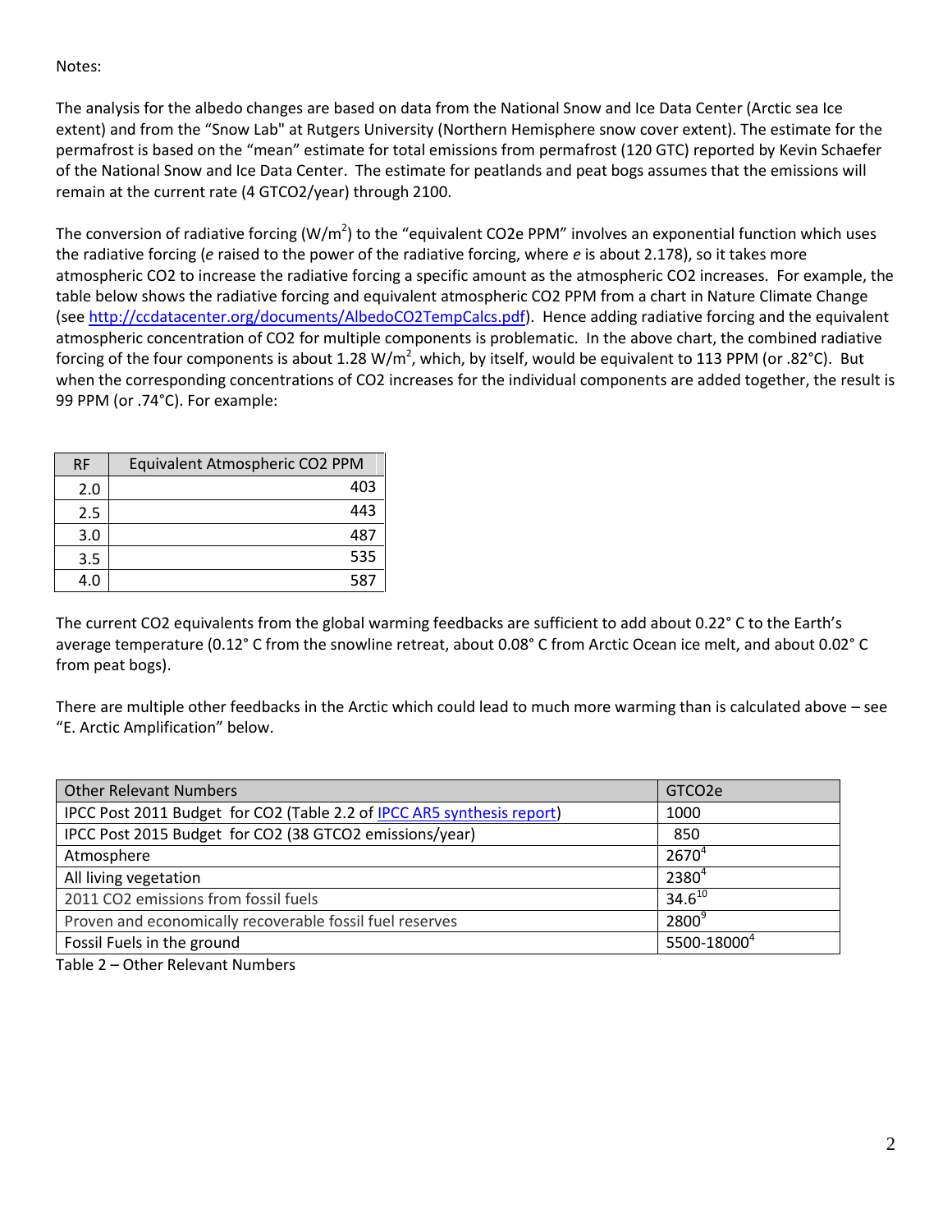Notes:

The analysis for the albedo changes are based on data from the National Snow and Ice Data Center (Arctic sea Ice extent) and from the "Snow Lab" at Rutgers University (Northern Hemisphere snow cover extent). The estimate for the permafrost is based on the "mean" estimate for total emissions from permafrost (120 GTC) reported by Kevin Schaefer of the National Snow and Ice Data Center. The estimate for peatlands and peat bogs assumes that the emissions will remain at the current rate (4 GTCO2/year) through 2100.

The conversion of radiative forcing ($W/m^2$) to the "equivalent CO2e PPM" involves an exponential function which uses the radiative forcing (*e* raised to the power of the radiative forcing, where *e* is about 2.178), so it takes more atmospheric CO2 to increase the radiative forcing a specific amount as the atmospheric CO2 increases. For example, the table below shows the radiative forcing and equivalent atmospheric CO2 PPM from a chart in Nature Climate Change (see http://ccdatacenter.org/documents/AlbedoCO2TempCalcs.pdf). Hence adding radiative forcing and the equivalent atmospheric concentration of CO2 for multiple components is problematic. In the above chart, the combined radiative forcing of the four components is about 1.28 $W/m^2$, which, by itself, would be equivalent to 113 PPM (or .82°C). But when the corresponding concentrations of CO2 increases for the individual components are added together, the result is 99 PPM (or .74°C). For example:

| RF | Equivalent Atmospheric CO2 PPM |
|---|---|
| 2.0 | 403 |
| 2.5 | 443 |
| 3.0 | 487 |
| 3.5 | 535 |
| 4.0 | 587 |

The current CO2 equivalents from the global warming feedbacks are sufficient to add about 0.22° C to the Earth's average temperature (0.12° C from the snowline retreat, about 0.08° C from Arctic Ocean ice melt, and about 0.02° C from peat bogs).

There are multiple other feedbacks in the Arctic which could lead to much more warming than is calculated above – see "E. Arctic Amplification" below.

| Other Relevant Numbers | GTCO2e |
|---|---|
| IPCC Post 2011 Budget for CO2 (Table 2.2 of IPCC AR5 synthesis report) | 1000 |
| IPCC Post 2015 Budget for CO2 (38 GTCO2 emissions/year) | 850 |
| Atmosphere | 2670[4] |
| All living vegetation | 2380[4] |
| 2011 CO2 emissions from fossil fuels | 34.6[10] |
| Proven and economically recoverable fossil fuel reserves | 2800[9] |
| Fossil Fuels in the ground | 5500-18000[4] |

Table 2 – Other Relevant Numbers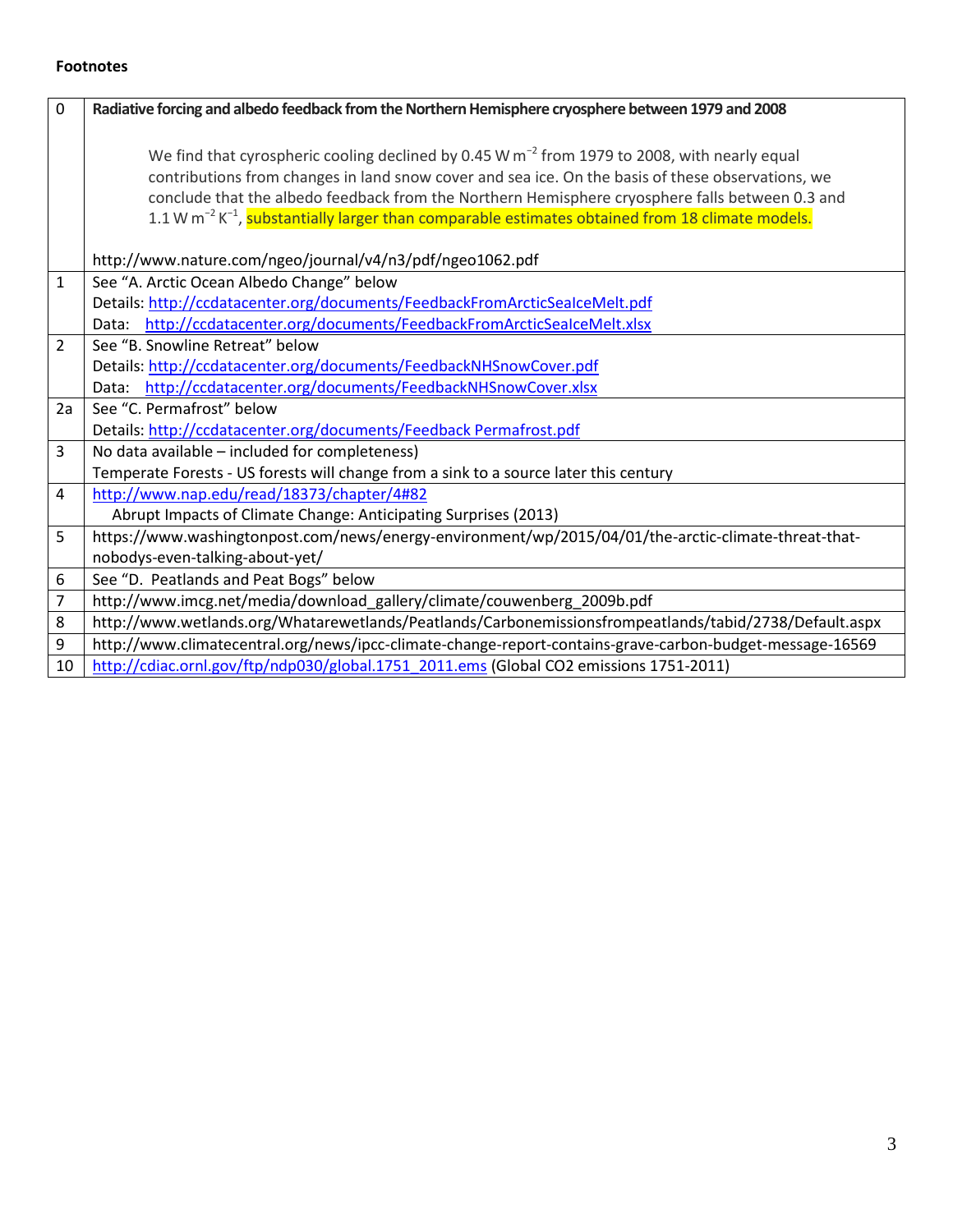**Footnotes**

| | |
|---|---|
| 0 | **Radiative forcing and albedo feedback from the Northern Hemisphere cryosphere between 1979 and 2008**<br><br>We find that cyrospheric cooling declined by 0.45 W m$^{-2}$ from 1979 to 2008, with nearly equal contributions from changes in land snow cover and sea ice. On the basis of these observations, we conclude that the albedo feedback from the Northern Hemisphere cryosphere falls between 0.3 and 1.1 W m$^{-2}$ K$^{-1}$, substantially larger than comparable estimates obtained from 18 climate models.<br><br>http://www.nature.com/ngeo/journal/v4/n3/pdf/ngeo1062.pdf |
| 1 | See "A. Arctic Ocean Albedo Change" below<br>Details: http://ccdatacenter.org/documents/FeedbackFromArcticSeaIceMelt.pdf<br>Data: http://ccdatacenter.org/documents/FeedbackFromArcticSeaIceMelt.xlsx |
| 2 | See "B. Snowline Retreat" below<br>Details: http://ccdatacenter.org/documents/FeedbackNHSnowCover.pdf<br>Data: http://ccdatacenter.org/documents/FeedbackNHSnowCover.xlsx |
| 2a | See "C. Permafrost" below<br>Details: http://ccdatacenter.org/documents/Feedback Permafrost.pdf |
| 3 | No data available – included for completeness)<br>Temperate Forests - US forests will change from a sink to a source later this century |
| 4 | http://www.nap.edu/read/18373/chapter/4#82<br>Abrupt Impacts of Climate Change: Anticipating Surprises (2013) |
| 5 | https://www.washingtonpost.com/news/energy-environment/wp/2015/04/01/the-arctic-climate-threat-that-nobodys-even-talking-about-yet/ |
| 6 | See "D. Peatlands and Peat Bogs" below |
| 7 | http://www.imcg.net/media/download_gallery/climate/couwenberg_2009b.pdf |
| 8 | http://www.wetlands.org/Whatarewetlands/Peatlands/Carbonemissionsfrompeatlands/tabid/2738/Default.aspx |
| 9 | http://www.climatecentral.org/news/ipcc-climate-change-report-contains-grave-carbon-budget-message-16569 |
| 10 | http://cdiac.ornl.gov/ftp/ndp030/global.1751_2011.ems (Global CO2 emissions 1751-2011) |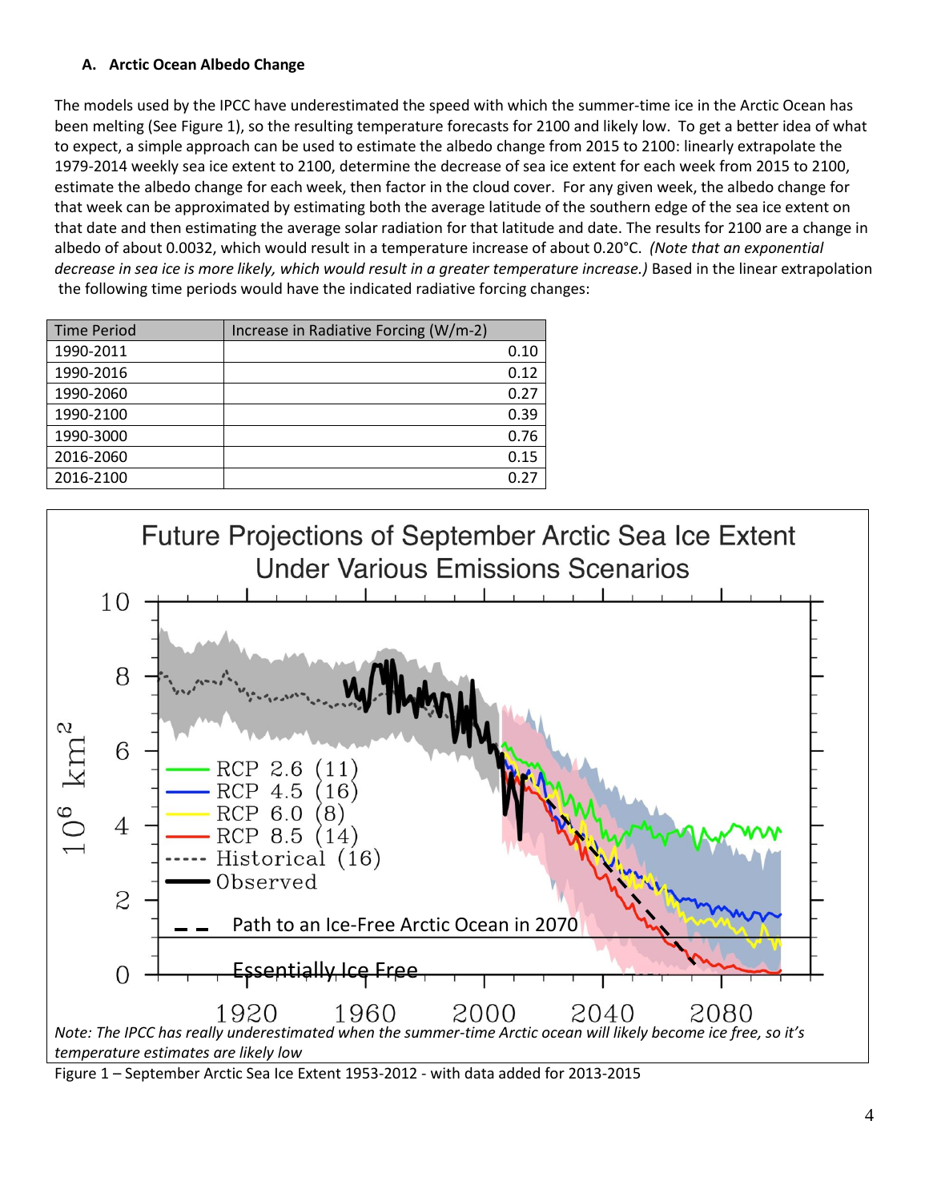### A. Arctic Ocean Albedo Change

The models used by the IPCC have underestimated the speed with which the summer-time ice in the Arctic Ocean has been melting (See Figure 1), so the resulting temperature forecasts for 2100 and likely low. To get a better idea of what to expect, a simple approach can be used to estimate the albedo change from 2015 to 2100: linearly extrapolate the 1979-2014 weekly sea ice extent to 2100, determine the decrease of sea ice extent for each week from 2015 to 2100, estimate the albedo change for each week, then factor in the cloud cover. For any given week, the albedo change for that week can be approximated by estimating both the average latitude of the southern edge of the sea ice extent on that date and then estimating the average solar radiation for that latitude and date. The results for 2100 are a change in albedo of about 0.0032, which would result in a temperature increase of about 0.20°C. *(Note that an exponential decrease in sea ice is more likely, which would result in a greater temperature increase.)* Based in the linear extrapolation the following time periods would have the indicated radiative forcing changes:

| Time Period | Increase in Radiative Forcing (W/m-2) |
| --- | --- |
| 1990-2011 | 0.10 |
| 1990-2016 | 0.12 |
| 1990-2060 | 0.27 |
| 1990-2100 | 0.39 |
| 1990-3000 | 0.76 |
| 2016-2060 | 0.15 |
| 2016-2100 | 0.27 |

*Note: The IPCC has really underestimated when the summer-time Arctic ocean will likely become ice free, so it's temperature estimates are likely low*

Figure 1 – September Arctic Sea Ice Extent 1953-2012 - with data added for 2013-2015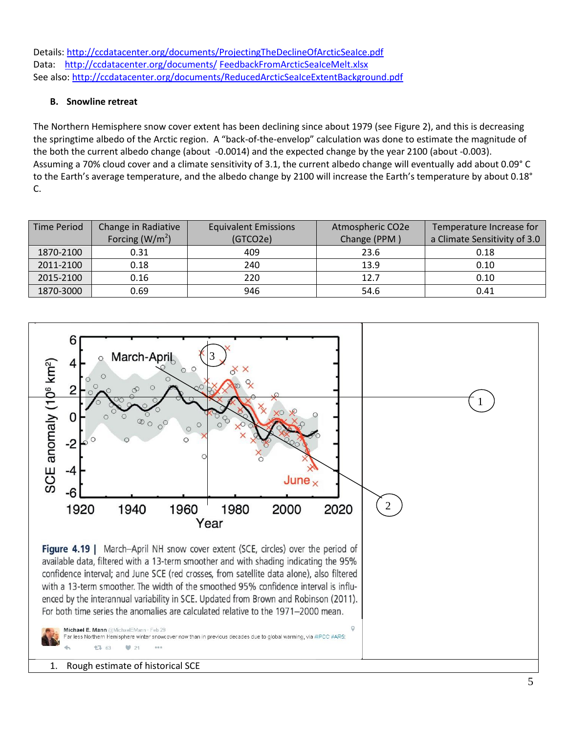Details: http://ccdatacenter.org/documents/ProjectingTheDeclineOfArcticSeaIce.pdf
Data: http://ccdatacenter.org/documents/ FeedbackFromArcticSeaIceMelt.xlsx
See also: http://ccdatacenter.org/documents/ReducedArcticSeaIceExtentBackground.pdf

### B. Snowline retreat

The Northern Hemisphere snow cover extent has been declining since about 1979 (see Figure 2), and this is decreasing the springtime albedo of the Arctic region. A "back-of-the-envelop" calculation was done to estimate the magnitude of the both the current albedo change (about -0.0014) and the expected change by the year 2100 (about -0.003). Assuming a 70% cloud cover and a climate sensitivity of 3.1, the current albedo change will eventually add about 0.09° C to the Earth's average temperature, and the albedo change by 2100 will increase the Earth's temperature by about 0.18° C.

| Time Period | Change in Radiative Forcing ($W/m^2$) | Equivalent Emissions (GTCO2e) | Atmospheric CO2e Change (PPM ) | Temperature Increase for a Climate Sensitivity of 3.0 |
|---|---|---|---|---|
| 1870-2100 | 0.31 | 409 | 23.6 | 0.18 |
| 2011-2100 | 0.18 | 240 | 13.9 | 0.10 |
| 2015-2100 | 0.16 | 220 | 12.7 | 0.10 |
| 1870-3000 | 0.69 | 946 | 54.6 | 0.41 |

**Figure 4.19 |** March–April NH snow cover extent (SCE, circles) over the period of available data, filtered with a 13-term smoother and with shading indicating the 95% confidence interval; and June SCE (red crosses, from satellite data alone), also filtered with a 13-term smoother. The width of the smoothed 95% confidence interval is influenced by the interannual variability in SCE. Updated from Brown and Robinson (2011). For both time series the anomalies are calculated relative to the 1971–2000 mean.

Michael E. Mann @MichaelEMann · Feb 29
Far less Northern Hemisphere winter snowcover now than in previous decades due to global warming, via #IPCC #AR5:

1. Rough estimate of historical SCE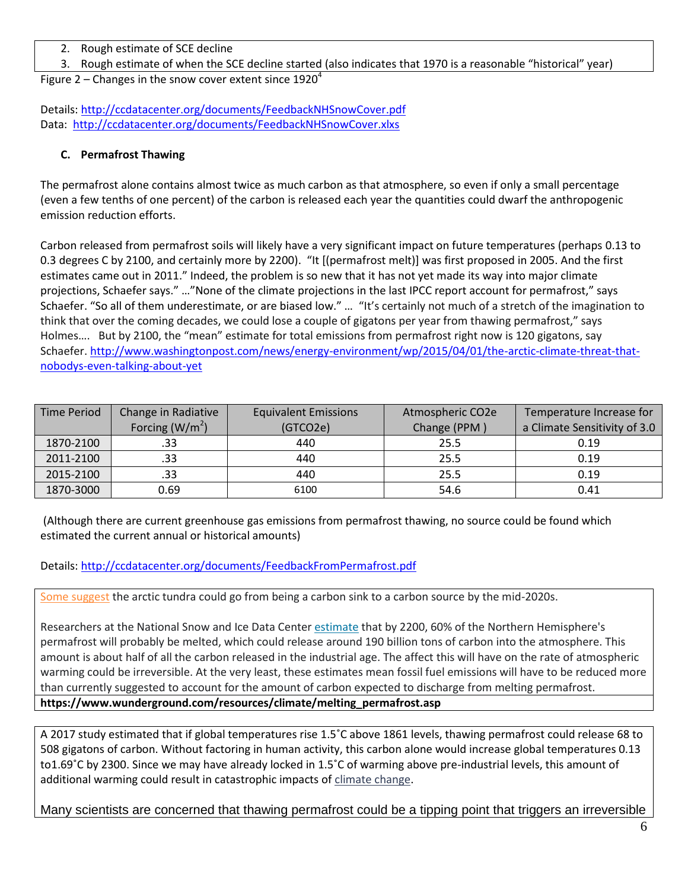2. Rough estimate of SCE decline
3. Rough estimate of when the SCE decline started (also indicates that 1970 is a reasonable "historical" year)

Figure 2 – Changes in the snow cover extent since 1920[4]

Details: http://ccdatacenter.org/documents/FeedbackNHSnowCover.pdf
Data: http://ccdatacenter.org/documents/FeedbackNHSnowCover.xlxs

### C. Permafrost Thawing

The permafrost alone contains almost twice as much carbon as that atmosphere, so even if only a small percentage (even a few tenths of one percent) of the carbon is released each year the quantities could dwarf the anthropogenic emission reduction efforts.

Carbon released from permafrost soils will likely have a very significant impact on future temperatures (perhaps 0.13 to 0.3 degrees C by 2100, and certainly more by 2200). "It [(permafrost melt)] was first proposed in 2005. And the first estimates came out in 2011." Indeed, the problem is so new that it has not yet made its way into major climate projections, Schaefer says." …"None of the climate projections in the last IPCC report account for permafrost," says Schaefer. "So all of them underestimate, or are biased low." … "It's certainly not much of a stretch of the imagination to think that over the coming decades, we could lose a couple of gigatons per year from thawing permafrost," says Holmes…. But by 2100, the "mean" estimate for total emissions from permafrost right now is 120 gigatons, say Schaefer. http://www.washingtonpost.com/news/energy-environment/wp/2015/04/01/the-arctic-climate-threat-that-nobodys-even-talking-about-yet

| Time Period | Change in Radiative Forcing ($W/m^2$) | Equivalent Emissions (GTCO2e) | Atmospheric CO2e Change (PPM ) | Temperature Increase for a Climate Sensitivity of 3.0 |
|---|---|---|---|---|
| 1870-2100 | .33 | 440 | 25.5 | 0.19 |
| 2011-2100 | .33 | 440 | 25.5 | 0.19 |
| 2015-2100 | .33 | 440 | 25.5 | 0.19 |
| 1870-3000 | 0.69 | 6100 | 54.6 | 0.41 |

(Although there are current greenhouse gas emissions from permafrost thawing, no source could be found which estimated the current annual or historical amounts)

Details: http://ccdatacenter.org/documents/FeedbackFromPermafrost.pdf

Some suggest the arctic tundra could go from being a carbon sink to a carbon source by the mid-2020s.

Researchers at the National Snow and Ice Data Center estimate that by 2200, 60% of the Northern Hemisphere's permafrost will probably be melted, which could release around 190 billion tons of carbon into the atmosphere. This amount is about half of all the carbon released in the industrial age. The affect this will have on the rate of atmospheric warming could be irreversible. At the very least, these estimates mean fossil fuel emissions will have to be reduced more than currently suggested to account for the amount of carbon expected to discharge from melting permafrost.
**https://www.wunderground.com/resources/climate/melting_permafrost.asp**

A 2017 study estimated that if global temperatures rise 1.5˚C above 1861 levels, thawing permafrost could release 68 to 508 gigatons of carbon. Without factoring in human activity, this carbon alone would increase global temperatures 0.13 to1.69˚C by 2300. Since we may have already locked in 1.5˚C of warming above pre-industrial levels, this amount of additional warming could result in catastrophic impacts of climate change.

Many scientists are concerned that thawing permafrost could be a tipping point that triggers an irreversible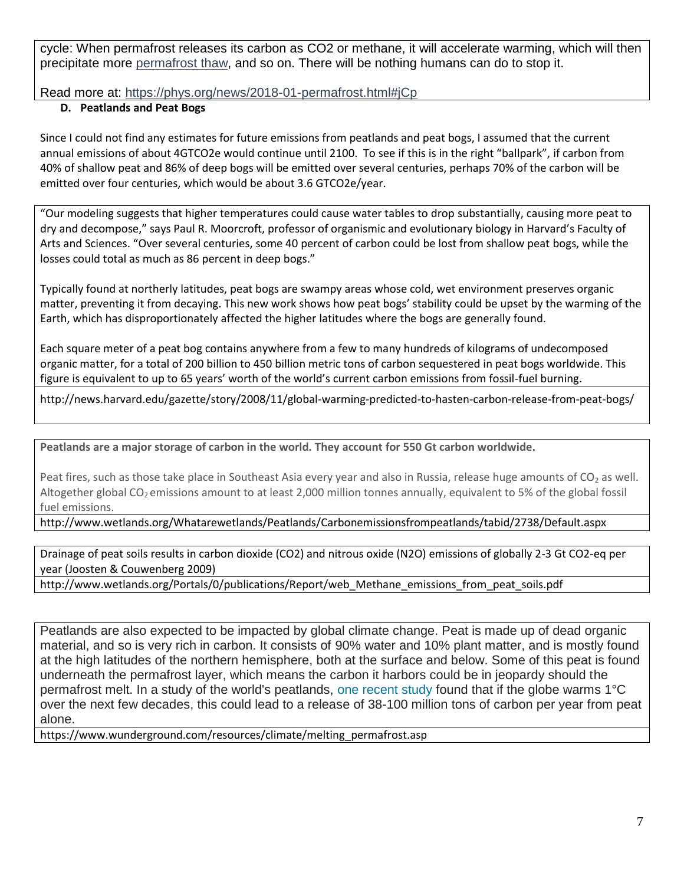cycle: When permafrost releases its carbon as CO2 or methane, it will accelerate warming, which will then precipitate more permafrost thaw, and so on. There will be nothing humans can do to stop it.

Read more at: https://phys.org/news/2018-01-permafrost.html#jCp

**D. Peatlands and Peat Bogs**

Since I could not find any estimates for future emissions from peatlands and peat bogs, I assumed that the current annual emissions of about 4GTCO2e would continue until 2100. To see if this is in the right "ballpark", if carbon from 40% of shallow peat and 86% of deep bogs will be emitted over several centuries, perhaps 70% of the carbon will be emitted over four centuries, which would be about 3.6 GTCO2e/year.

"Our modeling suggests that higher temperatures could cause water tables to drop substantially, causing more peat to dry and decompose," says Paul R. Moorcroft, professor of organismic and evolutionary biology in Harvard's Faculty of Arts and Sciences. "Over several centuries, some 40 percent of carbon could be lost from shallow peat bogs, while the losses could total as much as 86 percent in deep bogs."

Typically found at northerly latitudes, peat bogs are swampy areas whose cold, wet environment preserves organic matter, preventing it from decaying. This new work shows how peat bogs' stability could be upset by the warming of the Earth, which has disproportionately affected the higher latitudes where the bogs are generally found.

Each square meter of a peat bog contains anywhere from a few to many hundreds of kilograms of undecomposed organic matter, for a total of 200 billion to 450 billion metric tons of carbon sequestered in peat bogs worldwide. This figure is equivalent to up to 65 years' worth of the world's current carbon emissions from fossil-fuel burning.

http://news.harvard.edu/gazette/story/2008/11/global-warming-predicted-to-hasten-carbon-release-from-peat-bogs/

**Peatlands are a major storage of carbon in the world. They account for 550 Gt carbon worldwide.**

Peat fires, such as those take place in Southeast Asia every year and also in Russia, release huge amounts of $CO_2$ as well. Altogether global $CO_2$ emissions amount to at least 2,000 million tonnes annually, equivalent to 5% of the global fossil fuel emissions.

http://www.wetlands.org/Whatarewetlands/Peatlands/Carbonemissionsfrompeatlands/tabid/2738/Default.aspx

Drainage of peat soils results in carbon dioxide (CO2) and nitrous oxide (N2O) emissions of globally 2-3 Gt CO2-eq per year (Joosten & Couwenberg 2009)

http://www.wetlands.org/Portals/0/publications/Report/web_Methane_emissions_from_peat_soils.pdf

Peatlands are also expected to be impacted by global climate change. Peat is made up of dead organic material, and so is very rich in carbon. It consists of 90% water and 10% plant matter, and is mostly found at the high latitudes of the northern hemisphere, both at the surface and below. Some of this peat is found underneath the permafrost layer, which means the carbon it harbors could be in jeopardy should the permafrost melt. In a study of the world's peatlands, one recent study found that if the globe warms 1°C over the next few decades, this could lead to a release of 38-100 million tons of carbon per year from peat alone.

https://www.wunderground.com/resources/climate/melting_permafrost.asp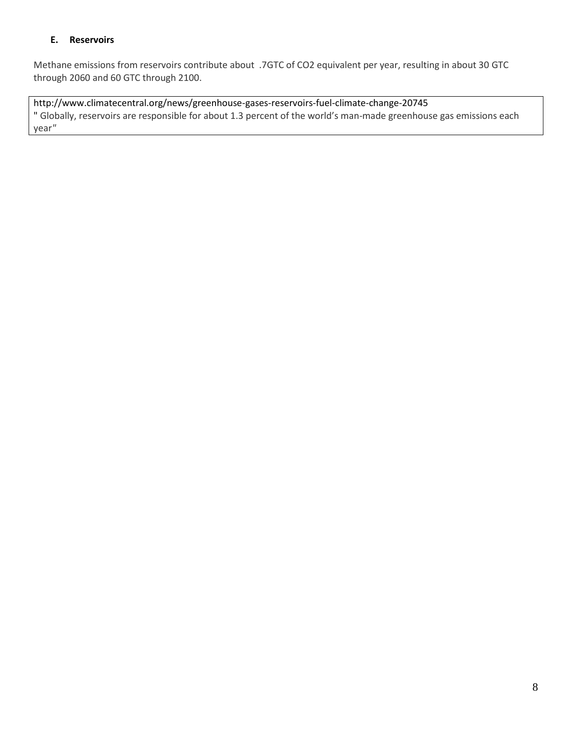### E. Reservoirs

Methane emissions from reservoirs contribute about .7GTC of $CO_2$ equivalent per year, resulting in about 30 GTC through 2060 and 60 GTC through 2100.

http://www.climatecentral.org/news/greenhouse-gases-reservoirs-fuel-climate-change-20745
" Globally, reservoirs are responsible for about 1.3 percent of the world's man-made greenhouse gas emissions each year"